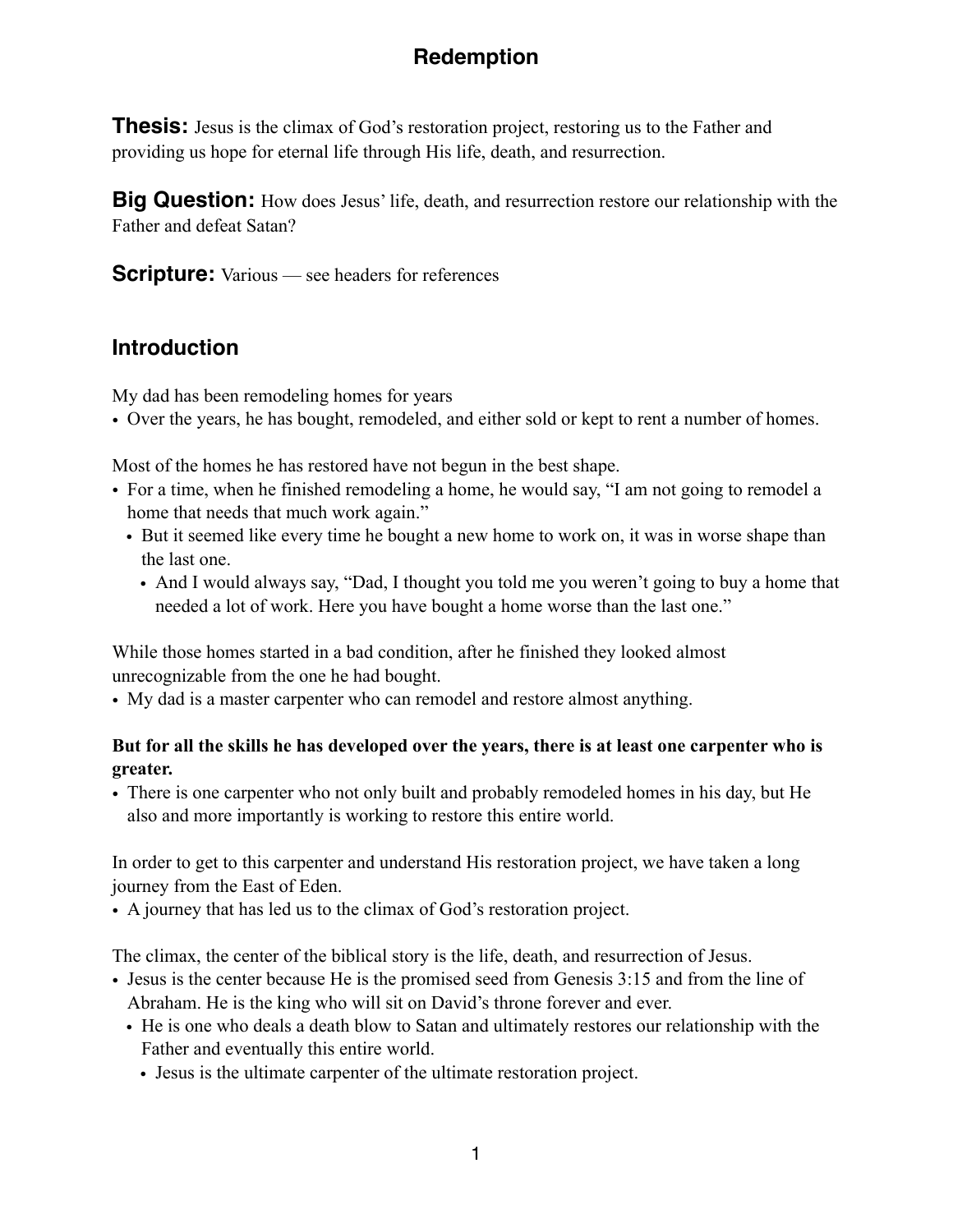# Redemption

**Thesis:** Jesus is the climax of God's restoration project, restoring us to the Father and providing us hope for eternal life through His life, death, and resurrection.

**Big Question:** How does Jesus' life, death, and resurrection restore our relationship with the Father and defeat Satan?

**Scripture:** Various — see headers for references

## Introduction

My dad has been remodeling homes for years
- Over the years, he has bought, remodeled, and either sold or kept to rent a number of homes.

Most of the homes he has restored have not begun in the best shape.
- For a time, when he finished remodeling a home, he would say, "I am not going to remodel a home that needs that much work again."
  - But it seemed like every time he bought a new home to work on, it was in worse shape than the last one.
    - And I would always say, "Dad, I thought you told me you weren't going to buy a home that needed a lot of work. Here you have bought a home worse than the last one."

While those homes started in a bad condition, after he finished they looked almost unrecognizable from the one he had bought.
- My dad is a master carpenter who can remodel and restore almost anything.

**But for all the skills he has developed over the years, there is at least one carpenter who is greater.**
- There is one carpenter who not only built and probably remodeled homes in his day, but He also and more importantly is working to restore this entire world.

In order to get to this carpenter and understand His restoration project, we have taken a long journey from the East of Eden.
- A journey that has led us to the climax of God's restoration project.

The climax, the center of the biblical story is the life, death, and resurrection of Jesus.
- Jesus is the center because He is the promised seed from Genesis 3:15 and from the line of Abraham. He is the king who will sit on David's throne forever and ever.
  - He is one who deals a death blow to Satan and ultimately restores our relationship with the Father and eventually this entire world.
    - Jesus is the ultimate carpenter of the ultimate restoration project.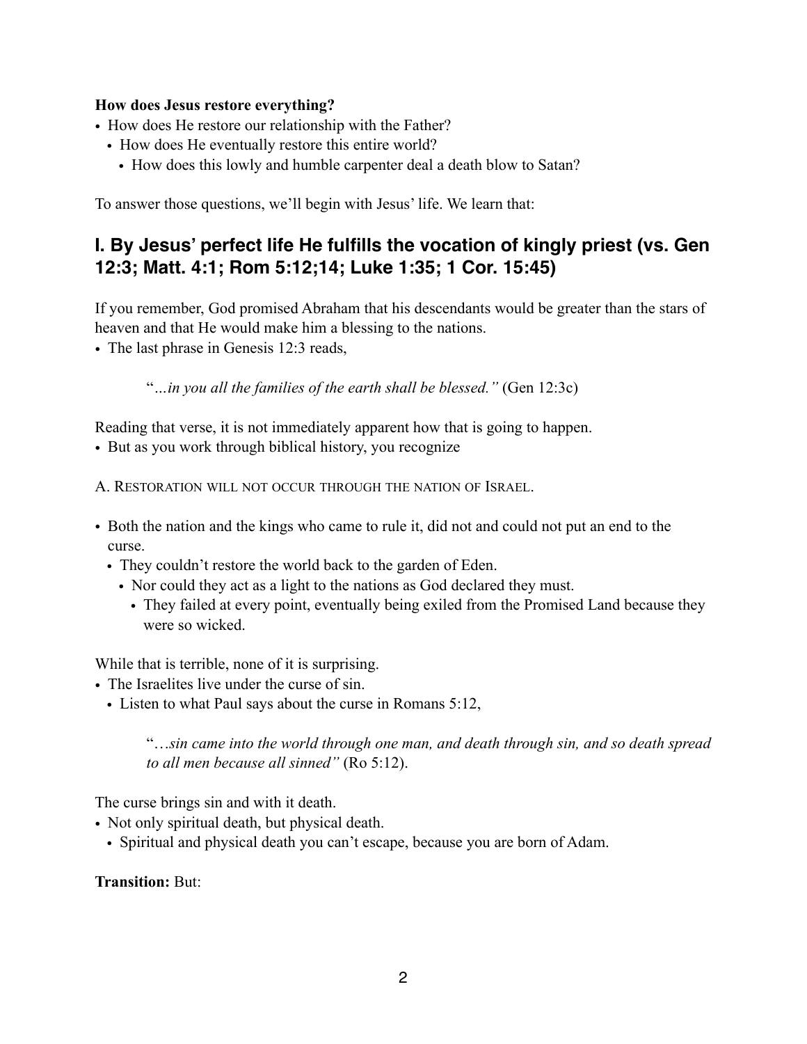**How does Jesus restore everything?**

- How does He restore our relationship with the Father?
  - How does He eventually restore this entire world?
    - How does this lowly and humble carpenter deal a death blow to Satan?

To answer those questions, we'll begin with Jesus' life. We learn that:

## I. By Jesus' perfect life He fulfills the vocation of kingly priest (vs. Gen 12:3; Matt. 4:1; Rom 5:12;14; Luke 1:35; 1 Cor. 15:45)

If you remember, God promised Abraham that his descendants would be greater than the stars of heaven and that He would make him a blessing to the nations.

- The last phrase in Genesis 12:3 reads,

> "*…in you all the families of the earth shall be blessed."* (Gen 12:3c)

Reading that verse, it is not immediately apparent how that is going to happen.

- But as you work through biblical history, you recognize

A. Restoration will not occur through the nation of Israel.

- Both the nation and the kings who came to rule it, did not and could not put an end to the curse.
  - They couldn't restore the world back to the garden of Eden.
    - Nor could they act as a light to the nations as God declared they must.
      - They failed at every point, eventually being exiled from the Promised Land because they were so wicked.

While that is terrible, none of it is surprising.

- The Israelites live under the curse of sin.
  - Listen to what Paul says about the curse in Romans 5:12,

> "*…sin came into the world through one man, and death through sin, and so death spread to all men because all sinned"* (Ro 5:12).

The curse brings sin and with it death.

- Not only spiritual death, but physical death.
  - Spiritual and physical death you can't escape, because you are born of Adam.

**Transition:** But: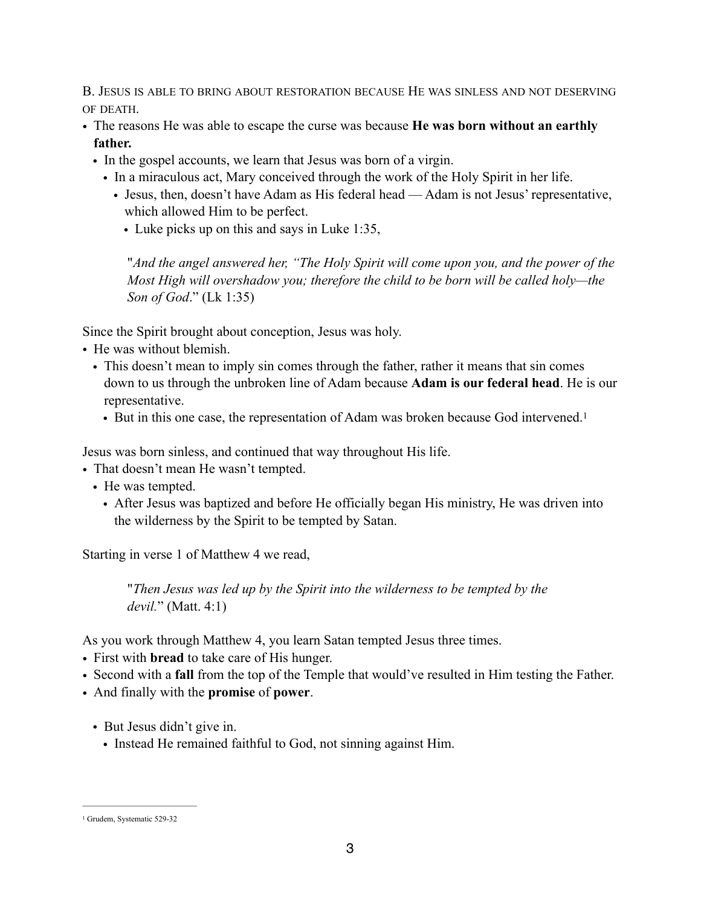B. Jesus is able to bring about restoration because He was sinless and not deserving of death.

- The reasons He was able to escape the curse was because **He was born without an earthly father.**
  - In the gospel accounts, we learn that Jesus was born of a virgin.
    - In a miraculous act, Mary conceived through the work of the Holy Spirit in her life.
      - Jesus, then, doesn't have Adam as His federal head — Adam is not Jesus' representative, which allowed Him to be perfect.
        - Luke picks up on this and says in Luke 1:35,

> "*And the angel answered her, "The Holy Spirit will come upon you, and the power of the Most High will overshadow you; therefore the child to be born will be called holy—the Son of God*." (Lk 1:35)

Since the Spirit brought about conception, Jesus was holy.

- He was without blemish.
  - This doesn't mean to imply sin comes through the father, rather it means that sin comes down to us through the unbroken line of Adam because **Adam is our federal head**. He is our representative.
    - But in this one case, the representation of Adam was broken because God intervened.[1]

Jesus was born sinless, and continued that way throughout His life.

- That doesn't mean He wasn't tempted.
  - He was tempted.
    - After Jesus was baptized and before He officially began His ministry, He was driven into the wilderness by the Spirit to be tempted by Satan.

Starting in verse 1 of Matthew 4 we read,

> "*Then Jesus was led up by the Spirit into the wilderness to be tempted by the devil.*" (Matt. 4:1)

As you work through Matthew 4, you learn Satan tempted Jesus three times.

- First with **bread** to take care of His hunger.
- Second with a **fall** from the top of the Temple that would've resulted in Him testing the Father.
- And finally with the **promise** of **power**.
  - But Jesus didn't give in.
    - Instead He remained faithful to God, not sinning against Him.

---

[1] Grudem, Systematic 529-32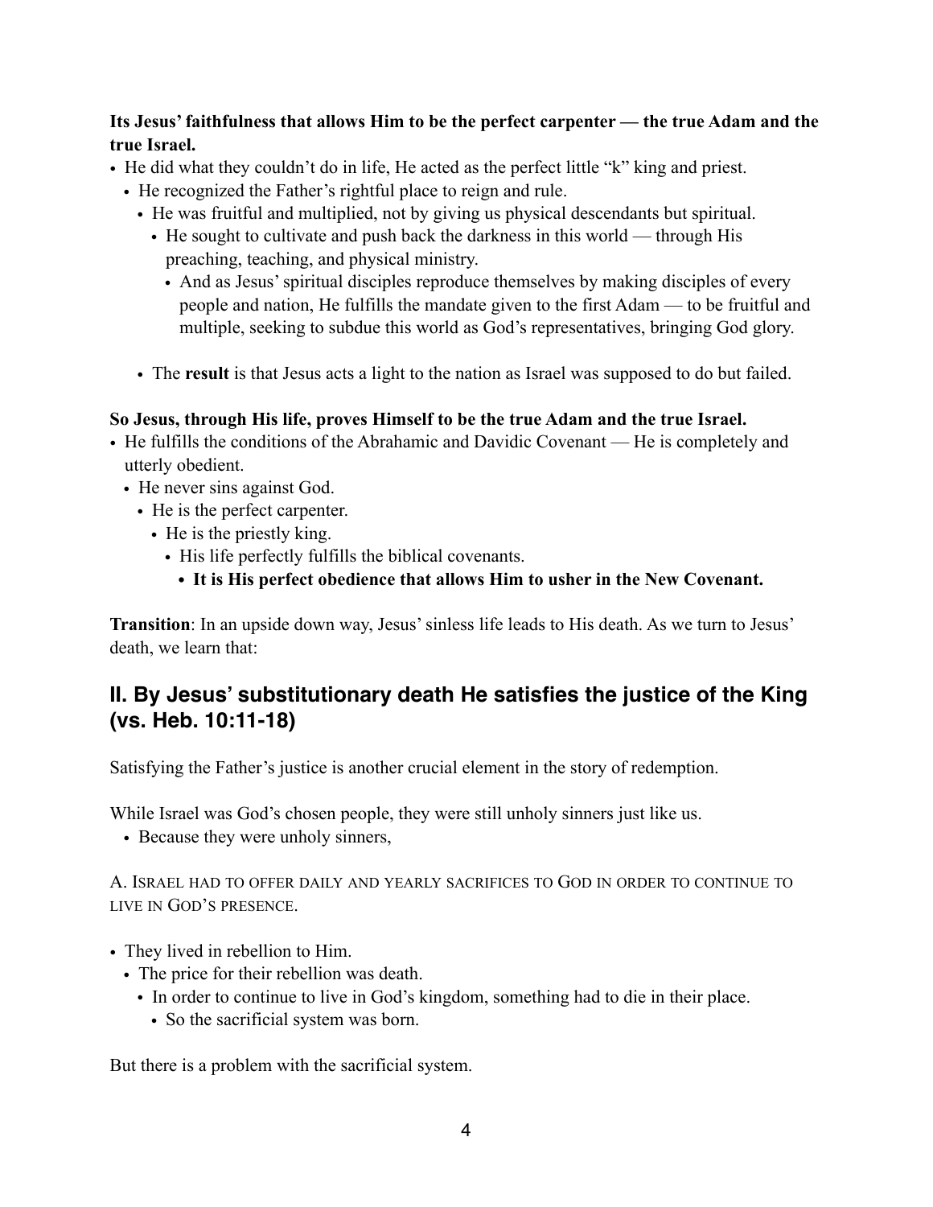**Its Jesus' faithfulness that allows Him to be the perfect carpenter — the true Adam and the true Israel.**

- He did what they couldn't do in life, He acted as the perfect little "k" king and priest.
  - He recognized the Father's rightful place to reign and rule.
    - He was fruitful and multiplied, not by giving us physical descendants but spiritual.
      - He sought to cultivate and push back the darkness in this world — through His preaching, teaching, and physical ministry.
        - And as Jesus' spiritual disciples reproduce themselves by making disciples of every people and nation, He fulfills the mandate given to the first Adam — to be fruitful and multiple, seeking to subdue this world as God's representatives, bringing God glory.

  - The **result** is that Jesus acts a light to the nation as Israel was supposed to do but failed.

**So Jesus, through His life, proves Himself to be the true Adam and the true Israel.**

- He fulfills the conditions of the Abrahamic and Davidic Covenant — He is completely and utterly obedient.
  - He never sins against God.
    - He is the perfect carpenter.
      - He is the priestly king.
        - His life perfectly fulfills the biblical covenants.
          - **It is His perfect obedience that allows Him to usher in the New Covenant.**

**Transition**: In an upside down way, Jesus' sinless life leads to His death. As we turn to Jesus' death, we learn that:

## II. By Jesus' substitutionary death He satisfies the justice of the King (vs. Heb. 10:11-18)

Satisfying the Father's justice is another crucial element in the story of redemption.

While Israel was God's chosen people, they were still unholy sinners just like us.

- Because they were unholy sinners,

A. ISRAEL HAD TO OFFER DAILY AND YEARLY SACRIFICES TO GOD IN ORDER TO CONTINUE TO LIVE IN GOD'S PRESENCE.

- They lived in rebellion to Him.
  - The price for their rebellion was death.
    - In order to continue to live in God's kingdom, something had to die in their place.
      - So the sacrificial system was born.

But there is a problem with the sacrificial system.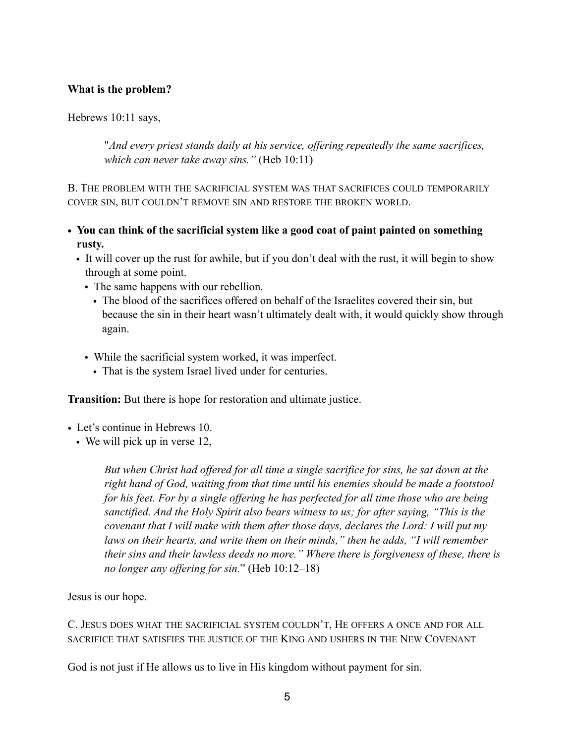**What is the problem?**

Hebrews 10:11 says,

> "*And every priest stands daily at his service, offering repeatedly the same sacrifices, which can never take away sins."* (Heb 10:11)

B. The problem with the sacrificial system was that sacrifices could temporarily cover sin, but couldn't remove sin and restore the broken world.

- **You can think of the sacrificial system like a good coat of paint painted on something rusty.**
  - It will cover up the rust for awhile, but if you don't deal with the rust, it will begin to show through at some point.
    - The same happens with our rebellion.
      - The blood of the sacrifices offered on behalf of the Israelites covered their sin, but because the sin in their heart wasn't ultimately dealt with, it would quickly show through again.

    - While the sacrificial system worked, it was imperfect.
      - That is the system Israel lived under for centuries.

**Transition:** But there is hope for restoration and ultimate justice.

- Let's continue in Hebrews 10.
  - We will pick up in verse 12,

> *But when Christ had offered for all time a single sacrifice for sins, he sat down at the right hand of God, waiting from that time until his enemies should be made a footstool for his feet. For by a single offering he has perfected for all time those who are being sanctified. And the Holy Spirit also bears witness to us; for after saying, "This is the covenant that I will make with them after those days, declares the Lord: I will put my laws on their hearts, and write them on their minds," then he adds, "I will remember their sins and their lawless deeds no more." Where there is forgiveness of these, there is no longer any offering for sin.*" (Heb 10:12–18)

Jesus is our hope.

C. Jesus does what the sacrificial system couldn't, He offers a once and for all sacrifice that satisfies the justice of the King and ushers in the New Covenant

God is not just if He allows us to live in His kingdom without payment for sin.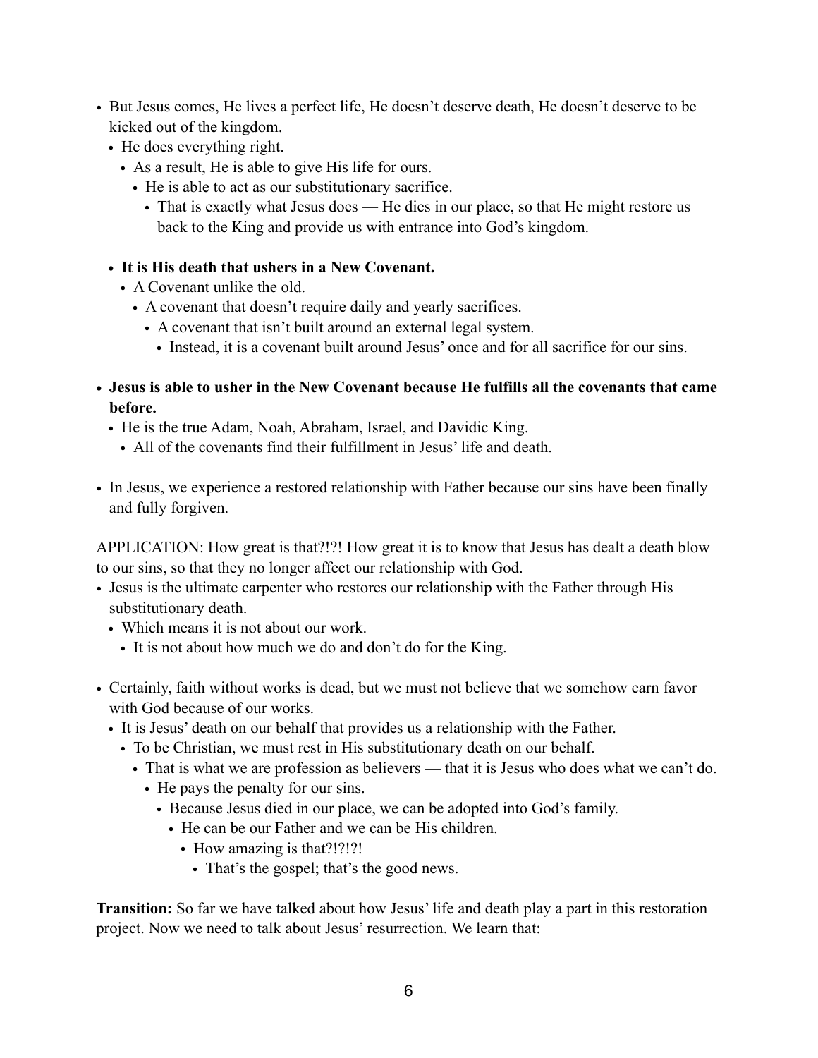- But Jesus comes, He lives a perfect life, He doesn't deserve death, He doesn't deserve to be kicked out of the kingdom.
  - He does everything right.
    - As a result, He is able to give His life for ours.
      - He is able to act as our substitutionary sacrifice.
        - That is exactly what Jesus does — He dies in our place, so that He might restore us back to the King and provide us with entrance into God's kingdom.

  - **It is His death that ushers in a New Covenant.**
    - A Covenant unlike the old.
      - A covenant that doesn't require daily and yearly sacrifices.
        - A covenant that isn't built around an external legal system.
          - Instead, it is a covenant built around Jesus' once and for all sacrifice for our sins.

- **Jesus is able to usher in the New Covenant because He fulfills all the covenants that came before.**
  - He is the true Adam, Noah, Abraham, Israel, and Davidic King.
    - All of the covenants find their fulfillment in Jesus' life and death.

- In Jesus, we experience a restored relationship with Father because our sins have been finally and fully forgiven.

APPLICATION: How great is that?!?! How great it is to know that Jesus has dealt a death blow to our sins, so that they no longer affect our relationship with God.

- Jesus is the ultimate carpenter who restores our relationship with the Father through His substitutionary death.
  - Which means it is not about our work.
    - It is not about how much we do and don't do for the King.

- Certainly, faith without works is dead, but we must not believe that we somehow earn favor with God because of our works.
  - It is Jesus' death on our behalf that provides us a relationship with the Father.
    - To be Christian, we must rest in His substitutionary death on our behalf.
      - That is what we are profession as believers — that it is Jesus who does what we can't do.
        - He pays the penalty for our sins.
          - Because Jesus died in our place, we can be adopted into God's family.
            - He can be our Father and we can be His children.
              - How amazing is that?!?!?!
                - That's the gospel; that's the good news.

**Transition:** So far we have talked about how Jesus' life and death play a part in this restoration project. Now we need to talk about Jesus' resurrection. We learn that: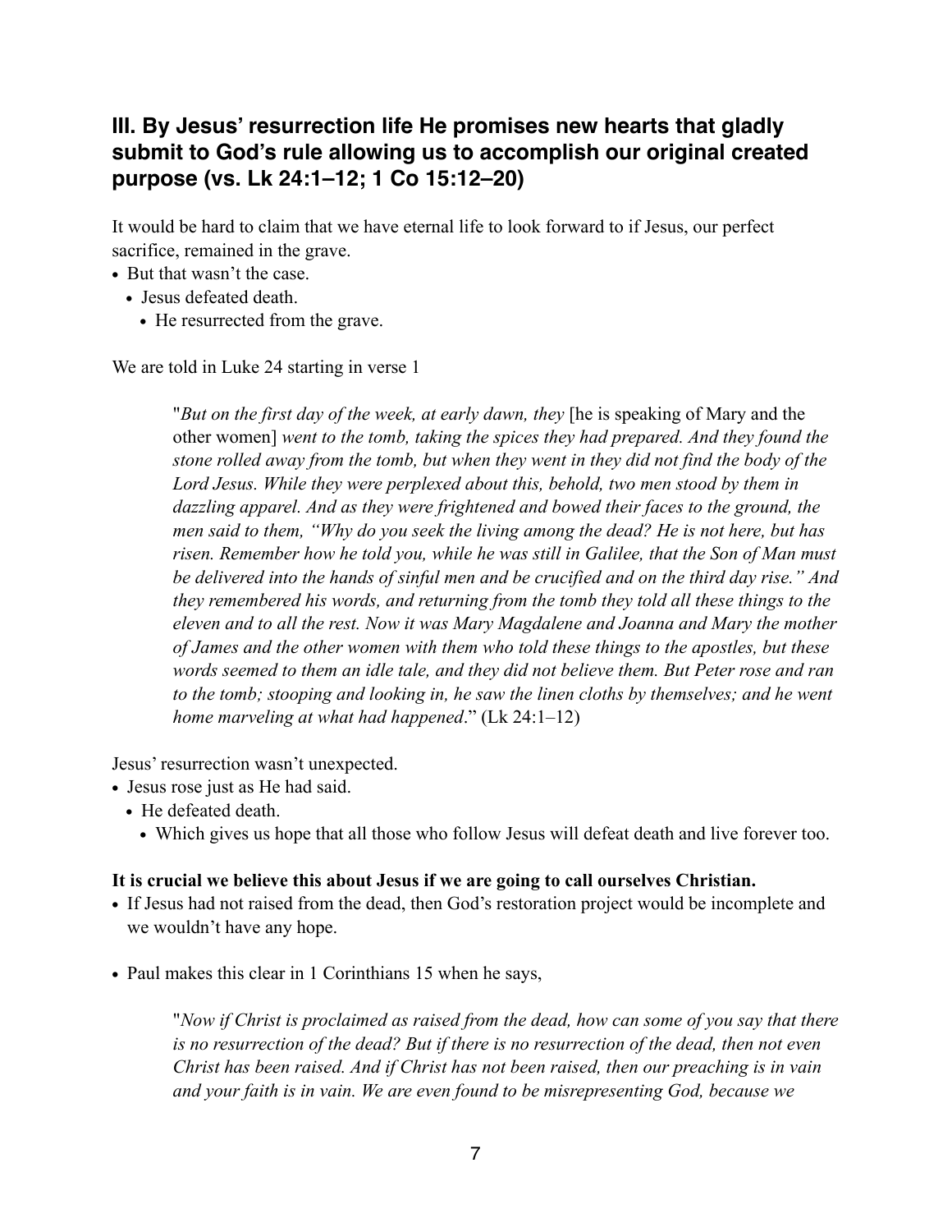## III. By Jesus' resurrection life He promises new hearts that gladly submit to God's rule allowing us to accomplish our original created purpose (vs. Lk 24:1–12; 1 Co 15:12–20)

It would be hard to claim that we have eternal life to look forward to if Jesus, our perfect sacrifice, remained in the grave.

- But that wasn't the case.
  - Jesus defeated death.
    - He resurrected from the grave.

We are told in Luke 24 starting in verse 1

> "*But on the first day of the week, at early dawn, they* [he is speaking of Mary and the other women] *went to the tomb, taking the spices they had prepared. And they found the stone rolled away from the tomb, but when they went in they did not find the body of the Lord Jesus. While they were perplexed about this, behold, two men stood by them in dazzling apparel. And as they were frightened and bowed their faces to the ground, the men said to them, "Why do you seek the living among the dead? He is not here, but has risen. Remember how he told you, while he was still in Galilee, that the Son of Man must be delivered into the hands of sinful men and be crucified and on the third day rise." And they remembered his words, and returning from the tomb they told all these things to the eleven and to all the rest. Now it was Mary Magdalene and Joanna and Mary the mother of James and the other women with them who told these things to the apostles, but these words seemed to them an idle tale, and they did not believe them. But Peter rose and ran to the tomb; stooping and looking in, he saw the linen cloths by themselves; and he went home marveling at what had happened*." (Lk 24:1–12)

Jesus' resurrection wasn't unexpected.

- Jesus rose just as He had said.
  - He defeated death.
    - Which gives us hope that all those who follow Jesus will defeat death and live forever too.

**It is crucial we believe this about Jesus if we are going to call ourselves Christian.**

- If Jesus had not raised from the dead, then God's restoration project would be incomplete and we wouldn't have any hope.

- Paul makes this clear in 1 Corinthians 15 when he says,

> "*Now if Christ is proclaimed as raised from the dead, how can some of you say that there is no resurrection of the dead? But if there is no resurrection of the dead, then not even Christ has been raised. And if Christ has not been raised, then our preaching is in vain and your faith is in vain. We are even found to be misrepresenting God, because we*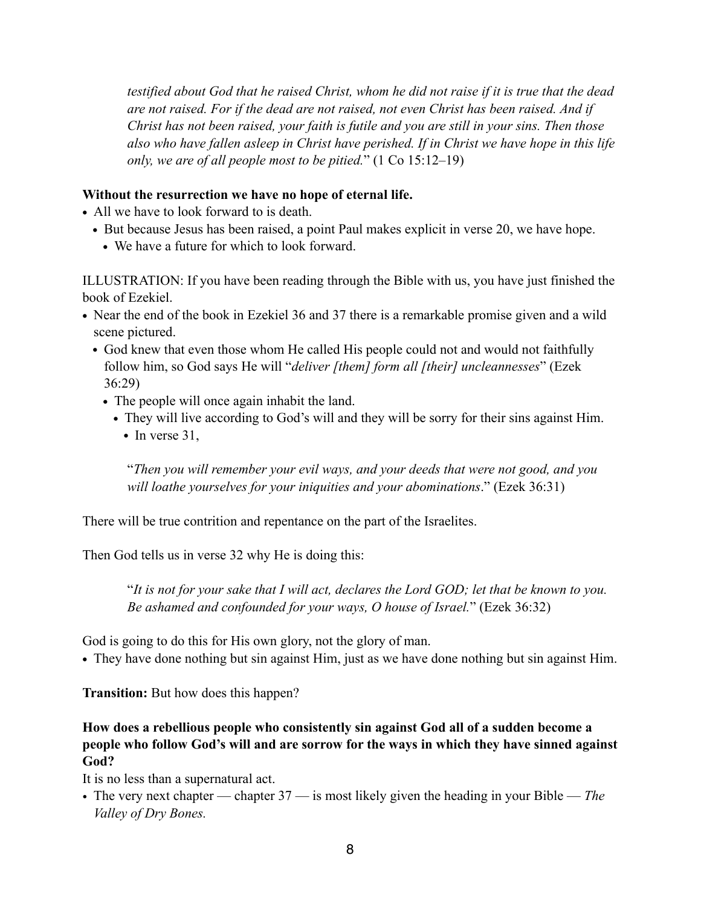> *testified about God that he raised Christ, whom he did not raise if it is true that the dead are not raised. For if the dead are not raised, not even Christ has been raised. And if Christ has not been raised, your faith is futile and you are still in your sins. Then those also who have fallen asleep in Christ have perished. If in Christ we have hope in this life only, we are of all people most to be pitied.*" (1 Co 15:12–19)

**Without the resurrection we have no hope of eternal life.**

- All we have to look forward to is death.
  - But because Jesus has been raised, a point Paul makes explicit in verse 20, we have hope.
    - We have a future for which to look forward.

ILLUSTRATION: If you have been reading through the Bible with us, you have just finished the book of Ezekiel.

- Near the end of the book in Ezekiel 36 and 37 there is a remarkable promise given and a wild scene pictured.
  - God knew that even those whom He called His people could not and would not faithfully follow him, so God says He will "*deliver [them] form all [their] uncleannesses*" (Ezek 36:29)
    - The people will once again inhabit the land.
      - They will live according to God's will and they will be sorry for their sins against Him.
        - In verse 31,

> "*Then you will remember your evil ways, and your deeds that were not good, and you will loathe yourselves for your iniquities and your abominations*." (Ezek 36:31)

There will be true contrition and repentance on the part of the Israelites.

Then God tells us in verse 32 why He is doing this:

> "*It is not for your sake that I will act, declares the Lord GOD; let that be known to you. Be ashamed and confounded for your ways, O house of Israel.*" (Ezek 36:32)

God is going to do this for His own glory, not the glory of man.

- They have done nothing but sin against Him, just as we have done nothing but sin against Him.

**Transition:** But how does this happen?

**How does a rebellious people who consistently sin against God all of a sudden become a people who follow God's will and are sorrow for the ways in which they have sinned against God?**

It is no less than a supernatural act.

- The very next chapter — chapter 37 — is most likely given the heading in your Bible — *The Valley of Dry Bones.*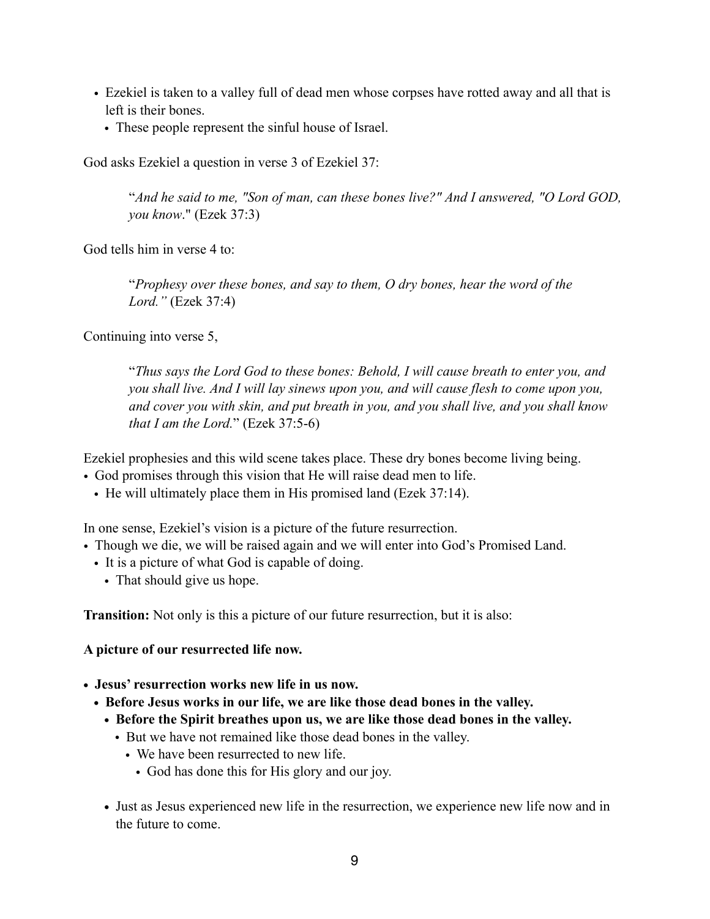- Ezekiel is taken to a valley full of dead men whose corpses have rotted away and all that is left is their bones.
  - These people represent the sinful house of Israel.

God asks Ezekiel a question in verse 3 of Ezekiel 37:

> "*And he said to me, "Son of man, can these bones live?" And I answered, "O Lord GOD, you know*." (Ezek 37:3)

God tells him in verse 4 to:

> "*Prophesy over these bones, and say to them, O dry bones, hear the word of the Lord."* (Ezek 37:4)

Continuing into verse 5,

> "*Thus says the Lord God to these bones: Behold, I will cause breath to enter you, and you shall live. And I will lay sinews upon you, and will cause flesh to come upon you, and cover you with skin, and put breath in you, and you shall live, and you shall know that I am the Lord.*" (Ezek 37:5-6)

Ezekiel prophesies and this wild scene takes place. These dry bones become living being.

- God promises through this vision that He will raise dead men to life.
  - He will ultimately place them in His promised land (Ezek 37:14).

In one sense, Ezekiel's vision is a picture of the future resurrection.

- Though we die, we will be raised again and we will enter into God's Promised Land.
  - It is a picture of what God is capable of doing.
    - That should give us hope.

**Transition:** Not only is this a picture of our future resurrection, but it is also:

**A picture of our resurrected life now.**

- **Jesus' resurrection works new life in us now.**
  - **Before Jesus works in our life, we are like those dead bones in the valley.**
    - **Before the Spirit breathes upon us, we are like those dead bones in the valley.**
      - But we have not remained like those dead bones in the valley.
        - We have been resurrected to new life.
          - God has done this for His glory and our joy.

  - Just as Jesus experienced new life in the resurrection, we experience new life now and in the future to come.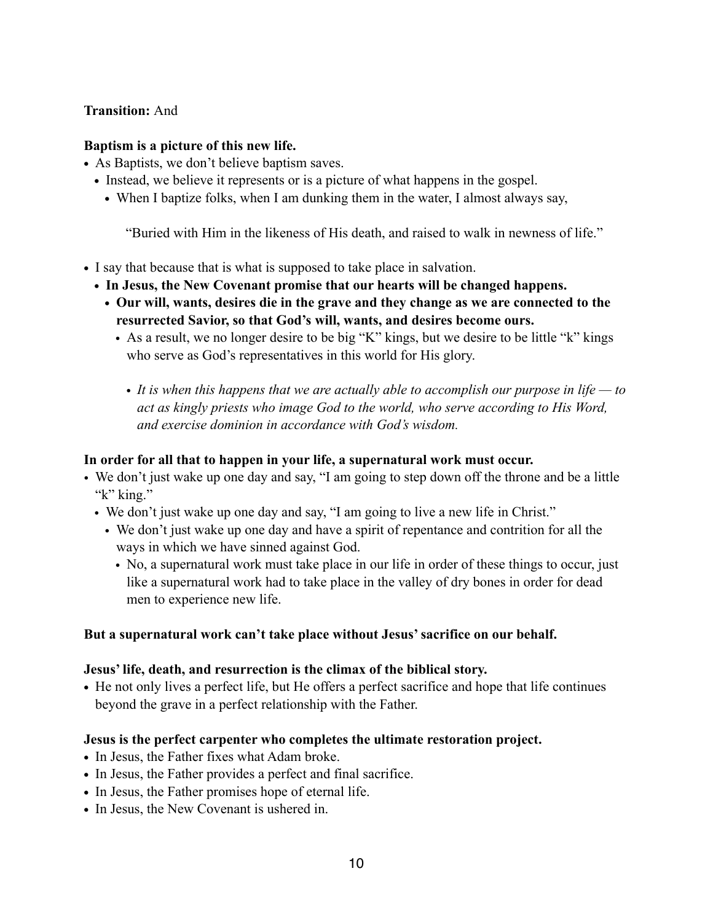**Transition:** And

**Baptism is a picture of this new life.**

- As Baptists, we don't believe baptism saves.
  - Instead, we believe it represents or is a picture of what happens in the gospel.
    - When I baptize folks, when I am dunking them in the water, I almost always say,

      "Buried with Him in the likeness of His death, and raised to walk in newness of life."

- I say that because that is what is supposed to take place in salvation.
  - **In Jesus, the New Covenant promise that our hearts will be changed happens.**
    - **Our will, wants, desires die in the grave and they change as we are connected to the resurrected Savior, so that God's will, wants, and desires become ours.**
      - As a result, we no longer desire to be big "K" kings, but we desire to be little "k" kings who serve as God's representatives in this world for His glory.
        - *It is when this happens that we are actually able to accomplish our purpose in life — to act as kingly priests who image God to the world, who serve according to His Word, and exercise dominion in accordance with God's wisdom.*

**In order for all that to happen in your life, a supernatural work must occur.**

- We don't just wake up one day and say, "I am going to step down off the throne and be a little "k" king."
  - We don't just wake up one day and say, "I am going to live a new life in Christ."
    - We don't just wake up one day and have a spirit of repentance and contrition for all the ways in which we have sinned against God.
      - No, a supernatural work must take place in our life in order of these things to occur, just like a supernatural work had to take place in the valley of dry bones in order for dead men to experience new life.

**But a supernatural work can't take place without Jesus' sacrifice on our behalf.**

**Jesus' life, death, and resurrection is the climax of the biblical story.**

- He not only lives a perfect life, but He offers a perfect sacrifice and hope that life continues beyond the grave in a perfect relationship with the Father.

**Jesus is the perfect carpenter who completes the ultimate restoration project.**

- In Jesus, the Father fixes what Adam broke.
- In Jesus, the Father provides a perfect and final sacrifice.
- In Jesus, the Father promises hope of eternal life.
- In Jesus, the New Covenant is ushered in.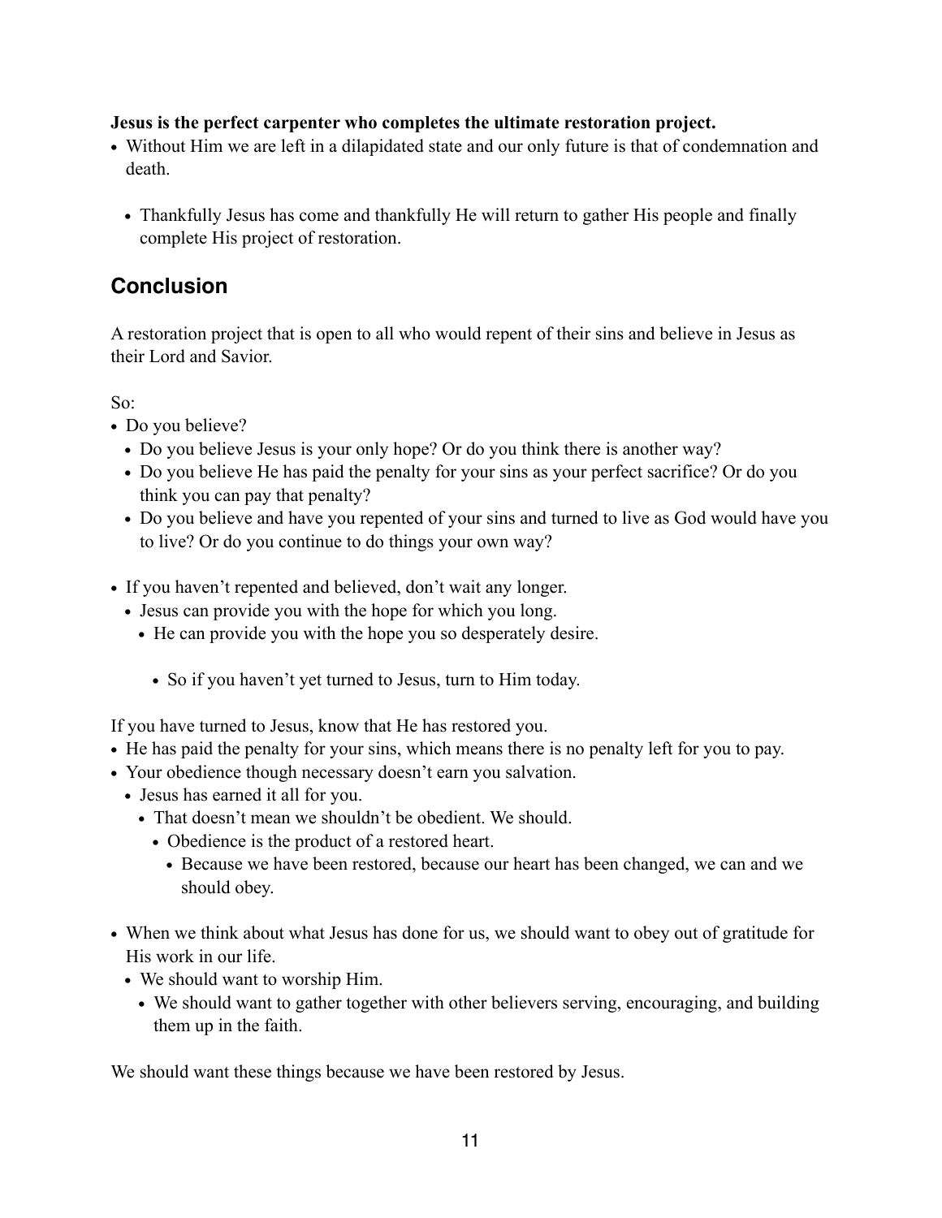**Jesus is the perfect carpenter who completes the ultimate restoration project.**

- Without Him we are left in a dilapidated state and our only future is that of condemnation and death.
  - Thankfully Jesus has come and thankfully He will return to gather His people and finally complete His project of restoration.

## Conclusion

A restoration project that is open to all who would repent of their sins and believe in Jesus as their Lord and Savior.

So:

- Do you believe?
  - Do you believe Jesus is your only hope? Or do you think there is another way?
  - Do you believe He has paid the penalty for your sins as your perfect sacrifice? Or do you think you can pay that penalty?
  - Do you believe and have you repented of your sins and turned to live as God would have you to live? Or do you continue to do things your own way?
- If you haven't repented and believed, don't wait any longer.
  - Jesus can provide you with the hope for which you long.
    - He can provide you with the hope you so desperately desire.
      - So if you haven't yet turned to Jesus, turn to Him today.

If you have turned to Jesus, know that He has restored you.

- He has paid the penalty for your sins, which means there is no penalty left for you to pay.
- Your obedience though necessary doesn't earn you salvation.
  - Jesus has earned it all for you.
    - That doesn't mean we shouldn't be obedient. We should.
      - Obedience is the product of a restored heart.
        - Because we have been restored, because our heart has been changed, we can and we should obey.
- When we think about what Jesus has done for us, we should want to obey out of gratitude for His work in our life.
  - We should want to worship Him.
    - We should want to gather together with other believers serving, encouraging, and building them up in the faith.

We should want these things because we have been restored by Jesus.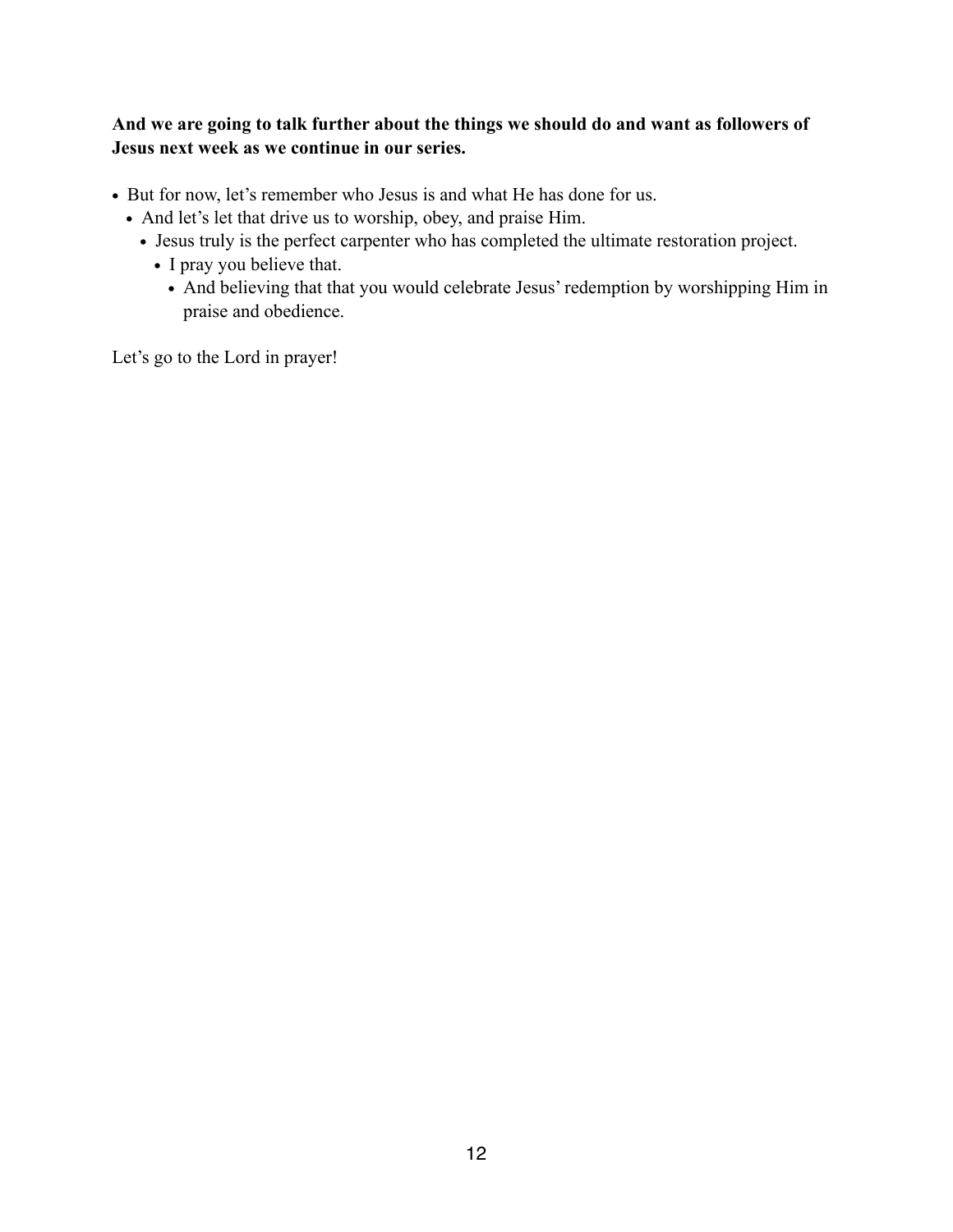**And we are going to talk further about the things we should do and want as followers of Jesus next week as we continue in our series.**

- But for now, let's remember who Jesus is and what He has done for us.
  - And let's let that drive us to worship, obey, and praise Him.
    - Jesus truly is the perfect carpenter who has completed the ultimate restoration project.
      - I pray you believe that.
        - And believing that that you would celebrate Jesus' redemption by worshipping Him in praise and obedience.

Let's go to the Lord in prayer!